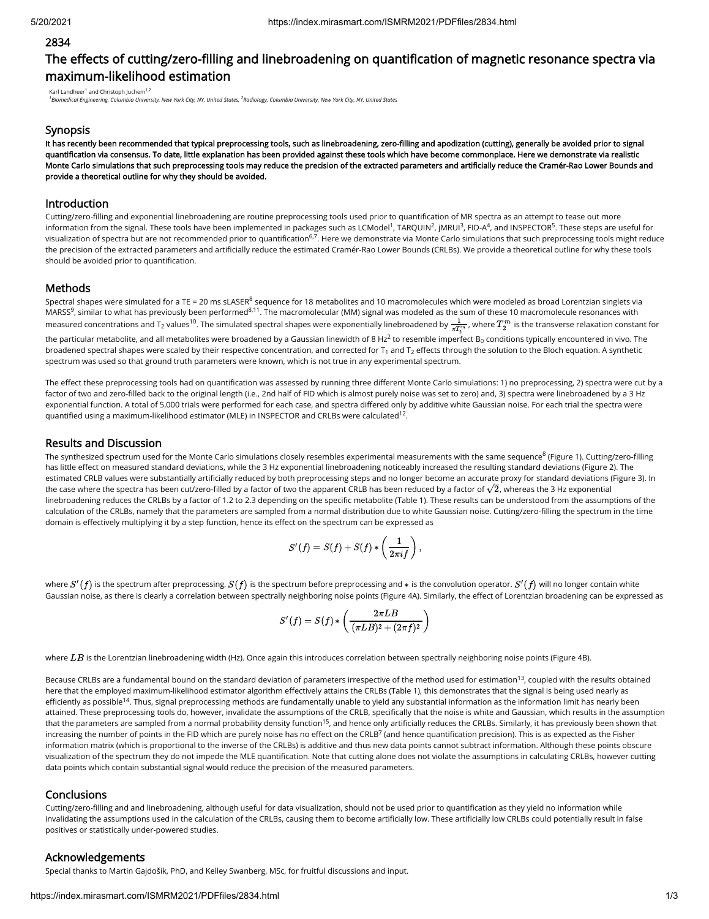# 2834

# The effects of cutting/zero-filling and linebroadening on quantification of magnetic resonance spectra via maximum-likelihood estimation

Karl Landheer[1] and Christoph Juchem[1,2]

[1]*Biomedical Engineering, Columbia University, New York City, NY, United States,* [2]*Radiology, Columbia University, New York City, NY, United States*

## Synopsis

**It has recently been recommended that typical preprocessing tools, such as linebroadening, zero-filling and apodization (cutting), generally be avoided prior to signal quantification via consensus. To date, little explanation has been provided against these tools which have become commonplace. Here we demonstrate via realistic Monte Carlo simulations that such preprocessing tools may reduce the precision of the extracted parameters and artificially reduce the Cramér-Rao Lower Bounds and provide a theoretical outline for why they should be avoided.**

## Introduction

Cutting/zero-filling and exponential linebroadening are routine preprocessing tools used prior to quantification of MR spectra as an attempt to tease out more information from the signal. These tools have been implemented in packages such as LCModel[1], TARQUIN[2], jMRUI[3], FID-A[4], and INSPECTOR[5]. These steps are useful for visualization of spectra but are not recommended prior to quantification[6,7]. Here we demonstrate via Monte Carlo simulations that such preprocessing tools might reduce the precision of the extracted parameters and artificially reduce the estimated Cramér-Rao Lower Bounds (CRLBs). We provide a theoretical outline for why these tools should be avoided prior to quantification.

## Methods

Spectral shapes were simulated for a TE = 20 ms sLASER[8] sequence for 18 metabolites and 10 macromolecules which were modeled as broad Lorentzian singlets via MARSS[9], similar to what has previously been performed[8,11]. The macromolecular (MM) signal was modeled as the sum of these 10 macromolecule resonances with measured concentrations and $T_2$ values[10]. The simulated spectral shapes were exponentially linebroadened by $\frac{1}{\pi T_2^m}$, where $T_2^m$ is the transverse relaxation constant for the particular metabolite, and all metabolites were broadened by a Gaussian linewidth of 8 Hz[2] to resemble imperfect $B_0$ conditions typically encountered in vivo. The broadened spectral shapes were scaled by their respective concentration, and corrected for $T_1$ and $T_2$ effects through the solution to the Bloch equation. A synthetic spectrum was used so that ground truth parameters were known, which is not true in any experimental spectrum.

The effect these preprocessing tools had on quantification was assessed by running three different Monte Carlo simulations: 1) no preprocessing, 2) spectra were cut by a factor of two and zero-filled back to the original length (i.e., 2nd half of FID which is almost purely noise was set to zero) and, 3) spectra were linebroadened by a 3 Hz exponential function. A total of 5,000 trials were performed for each case, and spectra differed only by additive white Gaussian noise. For each trial the spectra were quantified using a maximum-likelihood estimator (MLE) in INSPECTOR and CRLBs were calculated[12].

## Results and Discussion

The synthesized spectrum used for the Monte Carlo simulations closely resembles experimental measurements with the same sequence[8] (Figure 1). Cutting/zero-filling has little effect on measured standard deviations, while the 3 Hz exponential linebroadening noticeably increased the resulting standard deviations (Figure 2). The estimated CRLB values were substantially artificially reduced by both preprocessing steps and no longer become an accurate proxy for standard deviations (Figure 3). In the case where the spectra has been cut/zero-filled by a factor of two the apparent CRLB has been reduced by a factor of $\sqrt{2}$, whereas the 3 Hz exponential linebroadening reduces the CRLBs by a factor of 1.2 to 2.3 depending on the specific metabolite (Table 1). These results can be understood from the assumptions of the calculation of the CRLBs, namely that the parameters are sampled from a normal distribution due to white Gaussian noise. Cutting/zero-filling the spectrum in the time domain is effectively multiplying it by a step function, hence its effect on the spectrum can be expressed as

$$S'(f) = S(f) + S(f) * \left(\frac{1}{2\pi i f}\right),$$

where $S'(f)$ is the spectrum after preprocessing, $S(f)$ is the spectrum before preprocessing and $*$ is the convolution operator. $S'(f)$ will no longer contain white Gaussian noise, as there is clearly a correlation between spectrally neighboring noise points (Figure 4A). Similarly, the effect of Lorentzian broadening can be expressed as

$$S'(f) = S(f) * \left(\frac{2\pi LB}{(\pi LB)^2 + (2\pi f)^2}\right)$$

where $LB$ is the Lorentzian linebroadening width (Hz). Once again this introduces correlation between spectrally neighboring noise points (Figure 4B).

Because CRLBs are a fundamental bound on the standard deviation of parameters irrespective of the method used for estimation[13], coupled with the results obtained here that the employed maximum-likelihood estimator algorithm effectively attains the CRLBs (Table 1), this demonstrates that the signal is being used nearly as efficiently as possible[14]. Thus, signal preprocessing methods are fundamentally unable to yield any substantial information as the information limit has nearly been attained. These preprocessing tools do, however, invalidate the assumptions of the CRLB, specifically that the noise is white and Gaussian, which results in the assumption that the parameters are sampled from a normal probability density function[15], and hence only artificially reduces the CRLBs. Similarly, it has previously been shown that increasing the number of points in the FID which are purely noise has no effect on the CRLB[7] (and hence quantification precision). This is as expected as the Fisher information matrix (which is proportional to the inverse of the CRLBs) is additive and thus new data points cannot subtract information. Although these points obscure visualization of the spectrum they do not impede the MLE quantification. Note that cutting alone does not violate the assumptions in calculating CRLBs, however cutting data points which contain substantial signal would reduce the precision of the measured parameters.

## Conclusions

Cutting/zero-filling and and linebroadening, although useful for data visualization, should not be used prior to quantification as they yield no information while invalidating the assumptions used in the calculation of the CRLBs, causing them to become artificially low. These artificially low CRLBs could potentially result in false positives or statistically under-powered studies.

## Acknowledgements

Special thanks to Martin Gajdošík, PhD, and Kelley Swanberg, MSc, for fruitful discussions and input.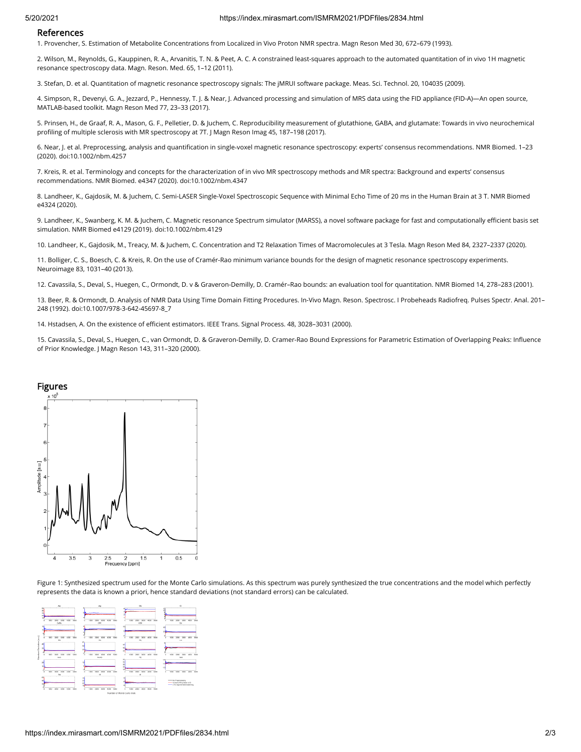## References

1. Provencher, S. Estimation of Metabolite Concentrations from Localized in Vivo Proton NMR spectra. Magn Reson Med 30, 672–679 (1993).

2. Wilson, M., Reynolds, G., Kauppinen, R. A., Arvanitis, T. N. & Peet, A. C. A constrained least-squares approach to the automated quantitation of in vivo 1H magnetic resonance spectroscopy data. Magn. Reson. Med. 65, 1–12 (2011).

3. Stefan, D. et al. Quantitation of magnetic resonance spectroscopy signals: The jMRUI software package. Meas. Sci. Technol. 20, 104035 (2009).

4. Simpson, R., Devenyi, G. A., Jezzard, P., Hennessy, T. J. & Near, J. Advanced processing and simulation of MRS data using the FID appliance (FID-A)—An open source, MATLAB-based toolkit. Magn Reson Med 77, 23–33 (2017).

5. Prinsen, H., de Graaf, R. A., Mason, G. F., Pelletier, D. & Juchem, C. Reproducibility measurement of glutathione, GABA, and glutamate: Towards in vivo neurochemical profiling of multiple sclerosis with MR spectroscopy at 7T. J Magn Reson Imag 45, 187–198 (2017).

6. Near, J. et al. Preprocessing, analysis and quantification in single-voxel magnetic resonance spectroscopy: experts' consensus recommendations. NMR Biomed. 1–23 (2020). doi:10.1002/nbm.4257

7. Kreis, R. et al. Terminology and concepts for the characterization of in vivo MR spectroscopy methods and MR spectra: Background and experts' consensus recommendations. NMR Biomed. e4347 (2020). doi:10.1002/nbm.4347

8. Landheer, K., Gajdosik, M. & Juchem, C. Semi-LASER Single-Voxel Spectroscopic Sequence with Minimal Echo Time of 20 ms in the Human Brain at 3 T. NMR Biomed e4324 (2020).

9. Landheer, K., Swanberg, K. M. & Juchem, C. Magnetic resonance Spectrum simulator (MARSS), a novel software package for fast and computationally efficient basis set simulation. NMR Biomed e4129 (2019). doi:10.1002/nbm.4129

10. Landheer, K., Gajdosik, M., Treacy, M. & Juchem, C. Concentration and T2 Relaxation Times of Macromolecules at 3 Tesla. Magn Reson Med 84, 2327–2337 (2020).

11. Bolliger, C. S., Boesch, C. & Kreis, R. On the use of Cramér-Rao minimum variance bounds for the design of magnetic resonance spectroscopy experiments. Neuroimage 83, 1031–40 (2013).

12. Cavassila, S., Deval, S., Huegen, C., Ormondt, D. v & Graveron-Demilly, D. Cramér–Rao bounds: an evaluation tool for quantitation. NMR Biomed 14, 278–283 (2001).

13. Beer, R. & Ormondt, D. Analysis of NMR Data Using Time Domain Fitting Procedures. In-Vivo Magn. Reson. Spectrosc. I Probeheads Radiofreq. Pulses Spectr. Anal. 201–248 (1992). doi:10.1007/978-3-642-45697-8_7

14. Hstadsen, A. On the existence of efficient estimators. IEEE Trans. Signal Process. 48, 3028–3031 (2000).

15. Cavassila, S., Deval, S., Huegen, C., van Ormondt, D. & Graveron-Demilly, D. Cramer-Rao Bound Expressions for Parametric Estimation of Overlapping Peaks: Influence of Prior Knowledge. J Magn Reson 143, 311–320 (2000).

## Figures

Figure 1: Synthesized spectrum used for the Monte Carlo simulations. As this spectrum was purely synthesized the true concentrations and the model which perfectly represents the data is known a priori, hence standard deviations (not standard errors) can be calculated.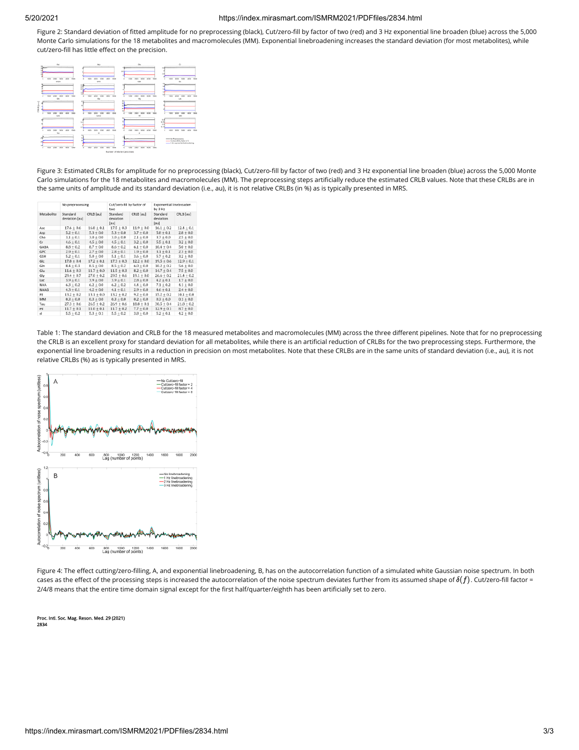Figure 2: Standard deviation of fitted amplitude for no preprocessing (black), Cut/zero-fill by factor of two (red) and 3 Hz exponential line broaden (blue) across the 5,000 Monte Carlo simulations for the 18 metabolites and macromolecules (MM). Exponential linebroadening increases the standard deviation (for most metabolites), while cut/zero-fill has little effect on the precision.

Figure 3: Estimated CRLBs for amplitude for no preprocessing (black), Cut/zero-fill by factor of two (red) and 3 Hz exponential line broaden (blue) across the 5,000 Monte Carlo simulations for the 18 metabolites and macromolecules (MM). The preprocessing steps artificially reduce the estimated CRLB values. Note that these CRLBs are in the same units of amplitude and its standard deviation (i.e., au), it is not relative CRLBs (in %) as is typically presented in MRS.

| Metabolite | No preprocessing | | Cut/zero-fill by factor of two | | Exponential linebroaden by 3 Hz | |
|---|---|---|---|---|---|---|
| | Standard deviation [au] | CRLB [au] | Standard deviation [au] | CRLB [au] | Standard deviation [au] | CRLB [au] |
| Asc | 17.6 ± 0.6 | 16.8 ± 0.1 | 17.5 ± 0.3 | 11.9 ± 0.0 | 16.1 ± 0.2 | 12.4 ± 0.1 |
| Asp | 5.2 ± 0.1 | 5.3 ± 0.0 | 5.3 ± 0.0 | 3.7 ± 0.0 | 5.8 ± 0.1 | 2.8 ± 0.0 |
| Cho | 3.1 ± 0.1 | 3.0 ± 0.0 | 3.0 ± 0.0 | 2.1 ± 0.0 | 3.7 ± 0.0 | 2.5 ± 0.0 |
| Cr | 4.6 ± 0.1 | 4.5 ± 0.0 | 4.5 ± 0.1 | 3.2 ± 0.0 | 5.5 ± 0.1 | 3.2 ± 0.0 |
| GABA | 8.8 ± 0.2 | 8.7 ± 0.0 | 8.6 ± 0.2 | 6.1 ± 0.0 | 10.4 ± 0.4 | 5.0 ± 0.0 |
| GPC | 2.9 ± 0.1 | 2.7 ± 0.0 | 2.8 ± 0.1 | 1.9 ± 0.0 | 3.1 ± 0.1 | 2.3 ± 0.0 |
| GSH | 5.2 ± 0.1 | 5.0 ± 0.0 | 5.1 ± 0.1 | 3.6 ± 0.0 | 5.7 ± 0.2 | 3.2 ± 0.0 |
| Glc | 17.8 ± 0.4 | 17.2 ± 0.1 | 17.3 ± 0.3 | 12.2 ± 0.0 | 19.5 ± 0.6 | 12.9 ± 0.1 |
| Gln | 8.4 ± 0.3 | 8.5 ± 0.0 | 8.5 ± 0.2 | 6.0 ± 0.0 | 10.2 ± 0.2 | 5.6 ± 0.0 |
| Glu | 11.6 ± 0.3 | 11.7 ± 0.0 | 11.5 ± 0.3 | 8.2 ± 0.0 | 14.7 ± 0.4 | 7.5 ± 0.0 |
| Gly | 29.4 ± 0.7 | 27.0 ± 0.2 | 29.5 ± 0.6 | 19.1 ± 0.0 | 26.6 ± 0.2 | 21.4 ± 0.2 |
| Lac | 3.9 ± 0.1 | 3.9 ± 0.0 | 3.9 ± 0.1 | 2.8 ± 0.0 | 4.2 ± 0.1 | 1.7 ± 0.0 |
| NAA | 6.3 ± 0.2 | 6.2 ± 0.0 | 6.2 ± 0.2 | 4.4 ± 0.0 | 7.1 ± 0.2 | 4.1 ± 0.0 |
| NAAG | 4.3 ± 0.1 | 4.2 ± 0.0 | 4.1 ± 0.1 | 2.9 ± 0.0 | 4.6 ± 0.1 | 2.4 ± 0.0 |
| PE | 13.2 ± 0.2 | 13.1 ± 0.0 | 13.2 ± 0.2 | 9.2 ± 0.0 | 15.2 ± 0.2 | 10.1 ± 0.0 |
| MM | 0.3 ± 0.0 | 0.3 ± 0.0 | 0.3 ± 0.0 | 0.2 ± 0.0 | 0.3 ± 0.0 | 0.1 ± 0.0 |
| Tau | 27.3 ± 0.6 | 26.5 ± 0.2 | 26.9 ± 0.6 | 18.8 ± 0.1 | 30.5 ± 0.4 | 21.8 ± 0.2 |
| mI | 11.7 ± 0.1 | 11.0 ± 0.1 | 11.7 ± 0.2 | 7.7 ± 0.0 | 12.9 ± 0.1 | 8.7 ± 0.0 |
| sI | 5.5 ± 0.2 | 5.3 ± 0.1 | 5.5 ± 0.2 | 3.8 ± 0.0 | 5.2 ± 0.1 | 4.2 ± 0.0 |

Table 1: The standard deviation and CRLB for the 18 measured metabolites and macromolecules (MM) across the three different pipelines. Note that for no preprocessing the CRLB is an excellent proxy for standard deviation for all metabolites, while there is an artificial reduction of CRLBs for the two preprocessing steps. Furthermore, the exponential line broadening results in a reduction in precision on most metabolites. Note that these CRLBs are in the same units of standard deviation (i.e., au), it is not relative CRLBs (%) as is typically presented in MRS.

A
Autocorrelation of noise spectrum (unitless)
Lag (number of points)
No Cut/zero-fill
Cut/zero-fill factor = 2
Cut/zero-fill factor = 4
Cut/zero-fill factor = 8

B
Autocorrelation of noise spectrum (unitless)
Lag (number of points)
No linebroadening
1 Hz linebroadening
2 Hz linebroadening
3 Hz linebroadening

Figure 4: The effect cutting/zero-filling, A, and exponential linebroadening, B, has on the autocorrelation function of a simulated white Gaussian noise spectrum. In both cases as the effect of the processing steps is increased the autocorrelation of the noise spectrum deviates further from its assumed shape of $\delta(f)$. Cut/zero-fill factor = 2/4/8 means that the entire time domain signal except for the first half/quarter/eighth has been artificially set to zero.

Proc. Intl. Soc. Mag. Reson. Med. 29 (2021)
2834